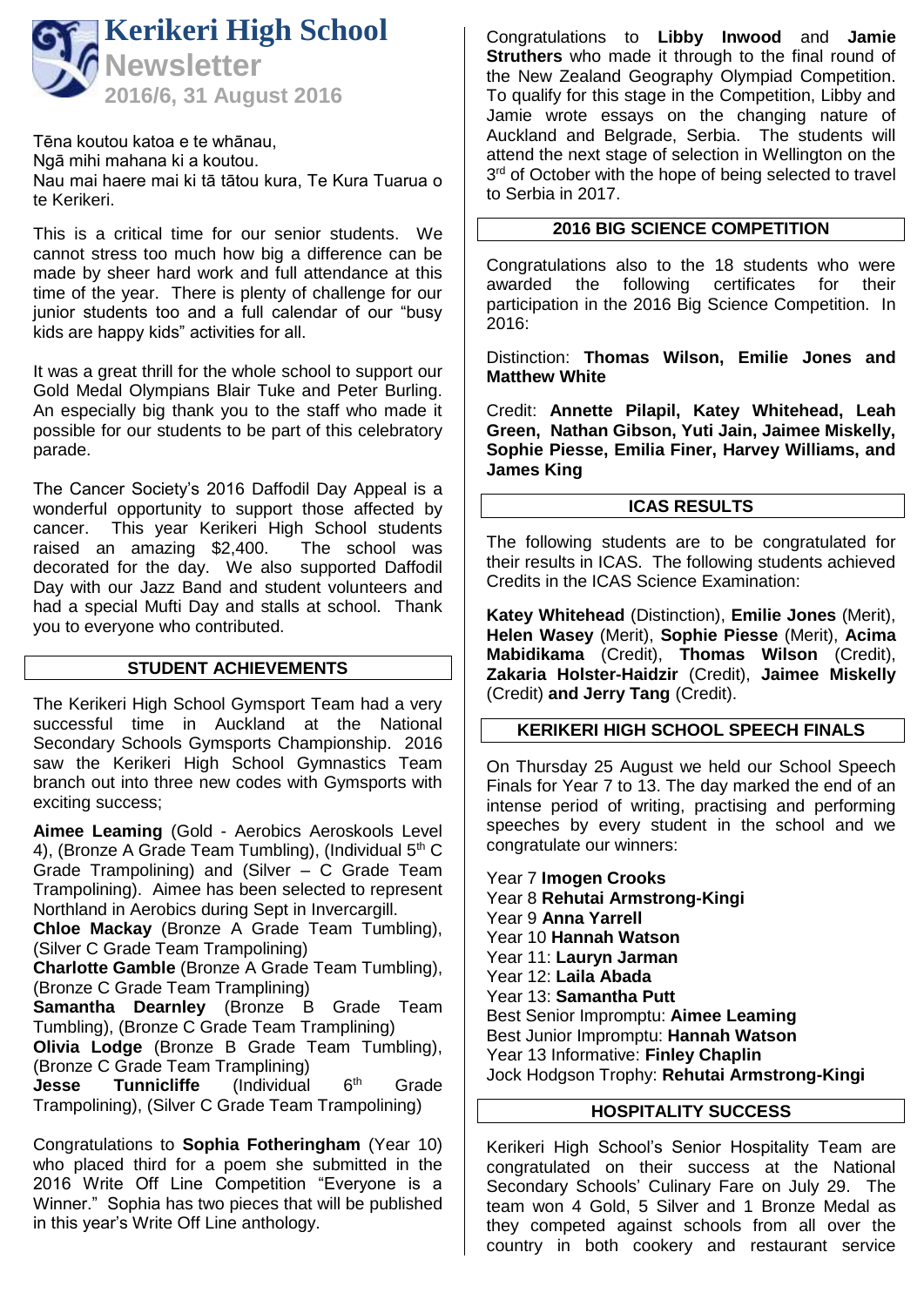# Kerikeri High School
## Newsletter
**2016/6, 31 August 2016**

Tēna koutou katoa e te whānau,
Ngā mihi mahana ki a koutou.
Nau mai haere mai ki tā tātou kura, Te Kura Tuarua o te Kerikeri.

This is a critical time for our senior students. We cannot stress too much how big a difference can be made by sheer hard work and full attendance at this time of the year. There is plenty of challenge for our junior students too and a full calendar of our "busy kids are happy kids" activities for all.

It was a great thrill for the whole school to support our Gold Medal Olympians Blair Tuke and Peter Burling. An especially big thank you to the staff who made it possible for our students to be part of this celebratory parade.

The Cancer Society's 2016 Daffodil Day Appeal is a wonderful opportunity to support those affected by cancer. This year Kerikeri High School students raised an amazing $2,400. The school was decorated for the day. We also supported Daffodil Day with our Jazz Band and student volunteers and had a special Mufti Day and stalls at school. Thank you to everyone who contributed.

### STUDENT ACHIEVEMENTS

The Kerikeri High School Gymsport Team had a very successful time in Auckland at the National Secondary Schools Gymsports Championship. 2016 saw the Kerikeri High School Gymnastics Team branch out into three new codes with Gymsports with exciting success;

**Aimee Leaming** (Gold - Aerobics Aeroskools Level 4), (Bronze A Grade Team Tumbling), (Individual 5th C Grade Trampolining) and (Silver – C Grade Team Trampolining). Aimee has been selected to represent Northland in Aerobics during Sept in Invercargill.
**Chloe Mackay** (Bronze A Grade Team Tumbling), (Silver C Grade Team Trampolining)
**Charlotte Gamble** (Bronze A Grade Team Tumbling), (Bronze C Grade Team Trampling)
**Samantha Dearnley** (Bronze B Grade Team Tumbling), (Bronze C Grade Team Trampling)
**Olivia Lodge** (Bronze B Grade Team Tumbling), (Bronze C Grade Team Trampling)
**Jesse Tunnicliffe** (Individual 6th Grade Trampolining), (Silver C Grade Team Trampolining)

Congratulations to **Sophia Fotheringham** (Year 10) who placed third for a poem she submitted in the 2016 Write Off Line Competition "Everyone is a Winner." Sophia has two pieces that will be published in this year's Write Off Line anthology.

Congratulations to **Libby Inwood** and **Jamie Struthers** who made it through to the final round of the New Zealand Geography Olympiad Competition. To qualify for this stage in the Competition, Libby and Jamie wrote essays on the changing nature of Auckland and Belgrade, Serbia. The students will attend the next stage of selection in Wellington on the 3rd of October with the hope of being selected to travel to Serbia in 2017.

### 2016 BIG SCIENCE COMPETITION

Congratulations also to the 18 students who were awarded the following certificates for their participation in the 2016 Big Science Competition. In 2016:

Distinction: **Thomas Wilson, Emilie Jones and Matthew White**

Credit: **Annette Pilapil, Katey Whitehead, Leah Green, Nathan Gibson, Yuti Jain, Jaimee Miskelly, Sophie Piesse, Emilia Finer, Harvey Williams, and James King**

### ICAS RESULTS

The following students are to be congratulated for their results in ICAS. The following students achieved Credits in the ICAS Science Examination:

**Katey Whitehead** (Distinction), **Emilie Jones** (Merit), **Helen Wasey** (Merit), **Sophie Piesse** (Merit), **Acima Mabidikama** (Credit), **Thomas Wilson** (Credit), **Zakaria Holster-Haidzir** (Credit), **Jaimee Miskelly** (Credit) **and Jerry Tang** (Credit).

### KERIKERI HIGH SCHOOL SPEECH FINALS

On Thursday 25 August we held our School Speech Finals for Year 7 to 13. The day marked the end of an intense period of writing, practising and performing speeches by every student in the school and we congratulate our winners:

Year 7 **Imogen Crooks**
Year 8 **Rehutai Armstrong-Kingi**
Year 9 **Anna Yarrell**
Year 10 **Hannah Watson**
Year 11: **Lauryn Jarman**
Year 12: **Laila Abada**
Year 13: **Samantha Putt**
Best Senior Impromptu: **Aimee Leaming**
Best Junior Impromptu: **Hannah Watson**
Year 13 Informative: **Finley Chaplin**
Jock Hodgson Trophy: **Rehutai Armstrong-Kingi**

### HOSPITALITY SUCCESS

Kerikeri High School's Senior Hospitality Team are congratulated on their success at the National Secondary Schools' Culinary Fare on July 29. The team won 4 Gold, 5 Silver and 1 Bronze Medal as they competed against schools from all over the country in both cookery and restaurant service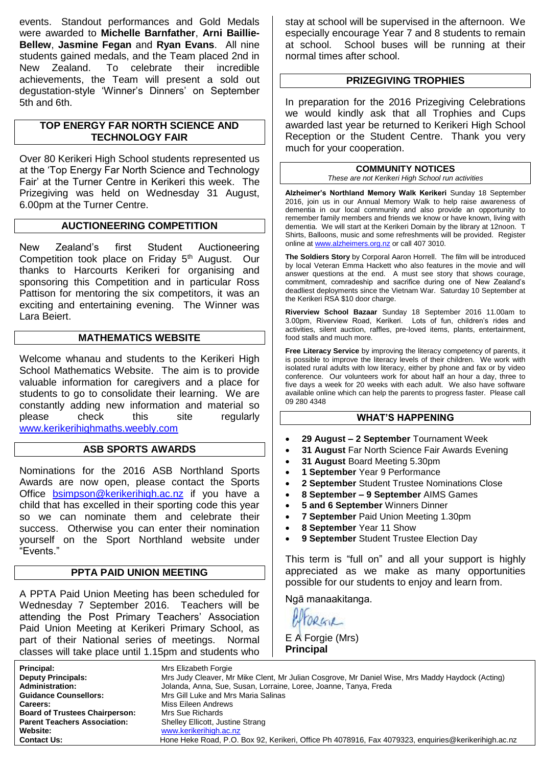events. Standout performances and Gold Medals were awarded to **Michelle Barnfather**, **Arni Baillie-Bellew**, **Jasmine Fegan** and **Ryan Evans**. All nine students gained medals, and the Team placed 2nd in New Zealand. To celebrate their incredible achievements, the Team will present a sold out degustation-style 'Winner's Dinners' on September 5th and 6th.

## TOP ENERGY FAR NORTH SCIENCE AND TECHNOLOGY FAIR

Over 80 Kerikeri High School students represented us at the 'Top Energy Far North Science and Technology Fair' at the Turner Centre in Kerikeri this week. The Prizegiving was held on Wednesday 31 August, 6.00pm at the Turner Centre.

## AUCTIONEERING COMPETITION

New Zealand's first Student Auctioneering Competition took place on Friday 5th August. Our thanks to Harcourts Kerikeri for organising and sponsoring this Competition and in particular Ross Pattison for mentoring the six competitors, it was an exciting and entertaining evening. The Winner was Lara Beiert.

## MATHEMATICS WEBSITE

Welcome whanau and students to the Kerikeri High School Mathematics Website. The aim is to provide valuable information for caregivers and a place for students to go to consolidate their learning. We are constantly adding new information and material so please check this site regularly www.kerikerihighmaths.weebly.com

## ASB SPORTS AWARDS

Nominations for the 2016 ASB Northland Sports Awards are now open, please contact the Sports Office bsimpson@kerikerihigh.ac.nz if you have a child that has excelled in their sporting code this year so we can nominate them and celebrate their success. Otherwise you can enter their nomination yourself on the Sport Northland website under "Events."

## PPTA PAID UNION MEETING

A PPTA Paid Union Meeting has been scheduled for Wednesday 7 September 2016. Teachers will be attending the Post Primary Teachers' Association Paid Union Meeting at Kerikeri Primary School, as part of their National series of meetings. Normal classes will take place until 1.15pm and students who stay at school will be supervised in the afternoon. We especially encourage Year 7 and 8 students to remain at school. School buses will be running at their normal times after school.

## PRIZEGIVING TROPHIES

In preparation for the 2016 Prizegiving Celebrations we would kindly ask that all Trophies and Cups awarded last year be returned to Kerikeri High School Reception or the Student Centre. Thank you very much for your cooperation.

## COMMUNITY NOTICES

*These are not Kerikeri High School run activities*

**Alzheimer's Northland Memory Walk Kerikeri** Sunday 18 September 2016, join us in our Annual Memory Walk to help raise awareness of dementia in our local community and also provide an opportunity to remember family members and friends we know or have known, living with dementia. We will start at the Kerikeri Domain by the library at 12noon. T Shirts, Balloons, music and some refreshments will be provided. Register online at www.alzheimers.org.nz or call 407 3010.

**The Soldiers Story** by Corporal Aaron Horrell. The film will be introduced by local Veteran Emma Hackett who also features in the movie and will answer questions at the end. A must see story that shows courage, commitment, comradeship and sacrifice during one of New Zealand's deadliest deployments since the Vietnam War. Saturday 10 September at the Kerikeri RSA $10 door charge.

**Riverview School Bazaar** Sunday 18 September 2016 11.00am to 3.00pm, Riverview Road, Kerikeri. Lots of fun, children's rides and activities, silent auction, raffles, pre-loved items, plants, entertainment, food stalls and much more.

**Free Literacy Service** by improving the literacy competency of parents, it is possible to improve the literacy levels of their children. We work with isolated rural adults with low literacy, either by phone and fax or by video conference. Our volunteers work for about half an hour a day, three to five days a week for 20 weeks with each adult. We also have software available online which can help the parents to progress faster. Please call 09 280 4348

## WHAT'S HAPPENING

- **29 August – 2 September** Tournament Week
- **31 August** Far North Science Fair Awards Evening
- **31 August** Board Meeting 5.30pm
- **1 September** Year 9 Performance
- **2 September** Student Trustee Nominations Close
- **8 September – 9 September** AIMS Games
- **5 and 6 September** Winners Dinner
- **7 September** Paid Union Meeting 1.30pm
- **8 September** Year 11 Show
- **9 September** Student Trustee Election Day

This term is "full on" and all your support is highly appreciated as we make as many opportunities possible for our students to enjoy and learn from.

Ngā manaakitanga.

E A Forgie (Mrs)
**Principal**

| | |
|---|---|
| **Principal:** | Mrs Elizabeth Forgie |
| **Deputy Principals:** | Mrs Judy Cleaver, Mr Mike Clent, Mr Julian Cosgrove, Mr Daniel Wise, Mrs Maddy Haydock (Acting) |
| **Administration:** | Jolanda, Anna, Sue, Susan, Lorraine, Loree, Joanne, Tanya, Freda |
| **Guidance Counsellors:** | Mrs Gill Luke and Mrs Maria Salinas |
| **Careers:** | Miss Eileen Andrews |
| **Board of Trustees Chairperson:** | Mrs Sue Richards |
| **Parent Teachers Association:** | Shelley Ellicott, Justine Strang |
| **Website:** | www.kerikerihigh.ac.nz |
| **Contact Us:** | Hone Heke Road, P.O. Box 92, Kerikeri, Office Ph 4078916, Fax 4079323, enquiries@kerikerihigh.ac.nz |